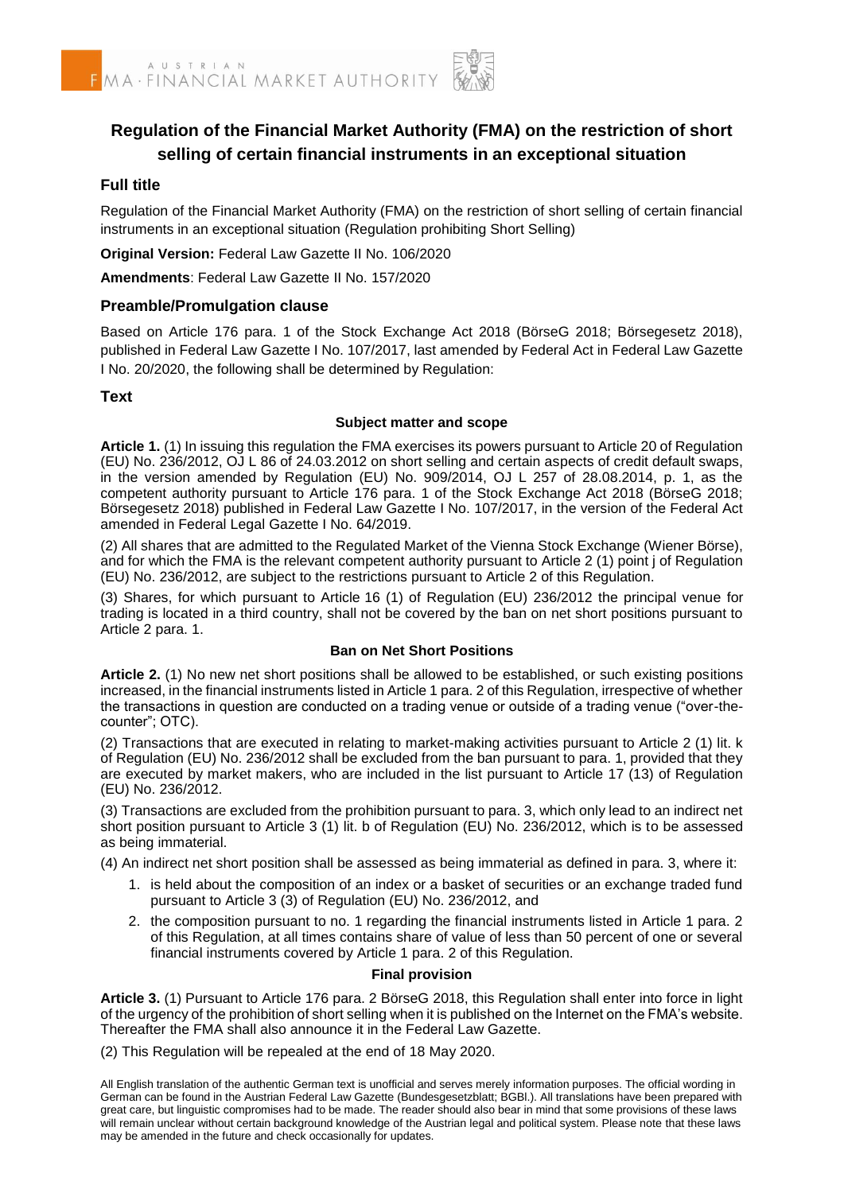# Regulation of the Financial Market Authority (FMA) on the restriction of short selling of certain financial instruments in an exceptional situation

## Full title

Regulation of the Financial Market Authority (FMA) on the restriction of short selling of certain financial instruments in an exceptional situation (Regulation prohibiting Short Selling)

**Original Version:** Federal Law Gazette II No. 106/2020

**Amendments**: Federal Law Gazette II No. 157/2020

## Preamble/Promulgation clause

Based on Article 176 para. 1 of the Stock Exchange Act 2018 (BörseG 2018; Börsegesetz 2018), published in Federal Law Gazette I No. 107/2017, last amended by Federal Act in Federal Law Gazette I No. 20/2020, the following shall be determined by Regulation:

## Text

### Subject matter and scope

**Article 1.** (1) In issuing this regulation the FMA exercises its powers pursuant to Article 20 of Regulation (EU) No. 236/2012, OJ L 86 of 24.03.2012 on short selling and certain aspects of credit default swaps, in the version amended by Regulation (EU) No. 909/2014, OJ L 257 of 28.08.2014, p. 1, as the competent authority pursuant to Article 176 para. 1 of the Stock Exchange Act 2018 (BörseG 2018; Börsegesetz 2018) published in Federal Law Gazette I No. 107/2017, in the version of the Federal Act amended in Federal Legal Gazette I No. 64/2019.

(2) All shares that are admitted to the Regulated Market of the Vienna Stock Exchange (Wiener Börse), and for which the FMA is the relevant competent authority pursuant to Article 2 (1) point j of Regulation (EU) No. 236/2012, are subject to the restrictions pursuant to Article 2 of this Regulation.

(3) Shares, for which pursuant to Article 16 (1) of Regulation (EU) 236/2012 the principal venue for trading is located in a third country, shall not be covered by the ban on net short positions pursuant to Article 2 para. 1.

### Ban on Net Short Positions

**Article 2.** (1) No new net short positions shall be allowed to be established, or such existing positions increased, in the financial instruments listed in Article 1 para. 2 of this Regulation, irrespective of whether the transactions in question are conducted on a trading venue or outside of a trading venue ("over-the-counter"; OTC).

(2) Transactions that are executed in relating to market-making activities pursuant to Article 2 (1) lit. k of Regulation (EU) No. 236/2012 shall be excluded from the ban pursuant to para. 1, provided that they are executed by market makers, who are included in the list pursuant to Article 17 (13) of Regulation (EU) No. 236/2012.

(3) Transactions are excluded from the prohibition pursuant to para. 3, which only lead to an indirect net short position pursuant to Article 3 (1) lit. b of Regulation (EU) No. 236/2012, which is to be assessed as being immaterial.

(4) An indirect net short position shall be assessed as being immaterial as defined in para. 3, where it:

1. is held about the composition of an index or a basket of securities or an exchange traded fund pursuant to Article 3 (3) of Regulation (EU) No. 236/2012, and
2. the composition pursuant to no. 1 regarding the financial instruments listed in Article 1 para. 2 of this Regulation, at all times contains share of value of less than 50 percent of one or several financial instruments covered by Article 1 para. 2 of this Regulation.

### Final provision

**Article 3.** (1) Pursuant to Article 176 para. 2 BörseG 2018, this Regulation shall enter into force in light of the urgency of the prohibition of short selling when it is published on the Internet on the FMA's website. Thereafter the FMA shall also announce it in the Federal Law Gazette.

(2) This Regulation will be repealed at the end of 18 May 2020.

All English translation of the authentic German text is unofficial and serves merely information purposes. The official wording in German can be found in the Austrian Federal Law Gazette (Bundesgesetzblatt; BGBl.). All translations have been prepared with great care, but linguistic compromises had to be made. The reader should also bear in mind that some provisions of these laws will remain unclear without certain background knowledge of the Austrian legal and political system. Please note that these laws may be amended in the future and check occasionally for updates.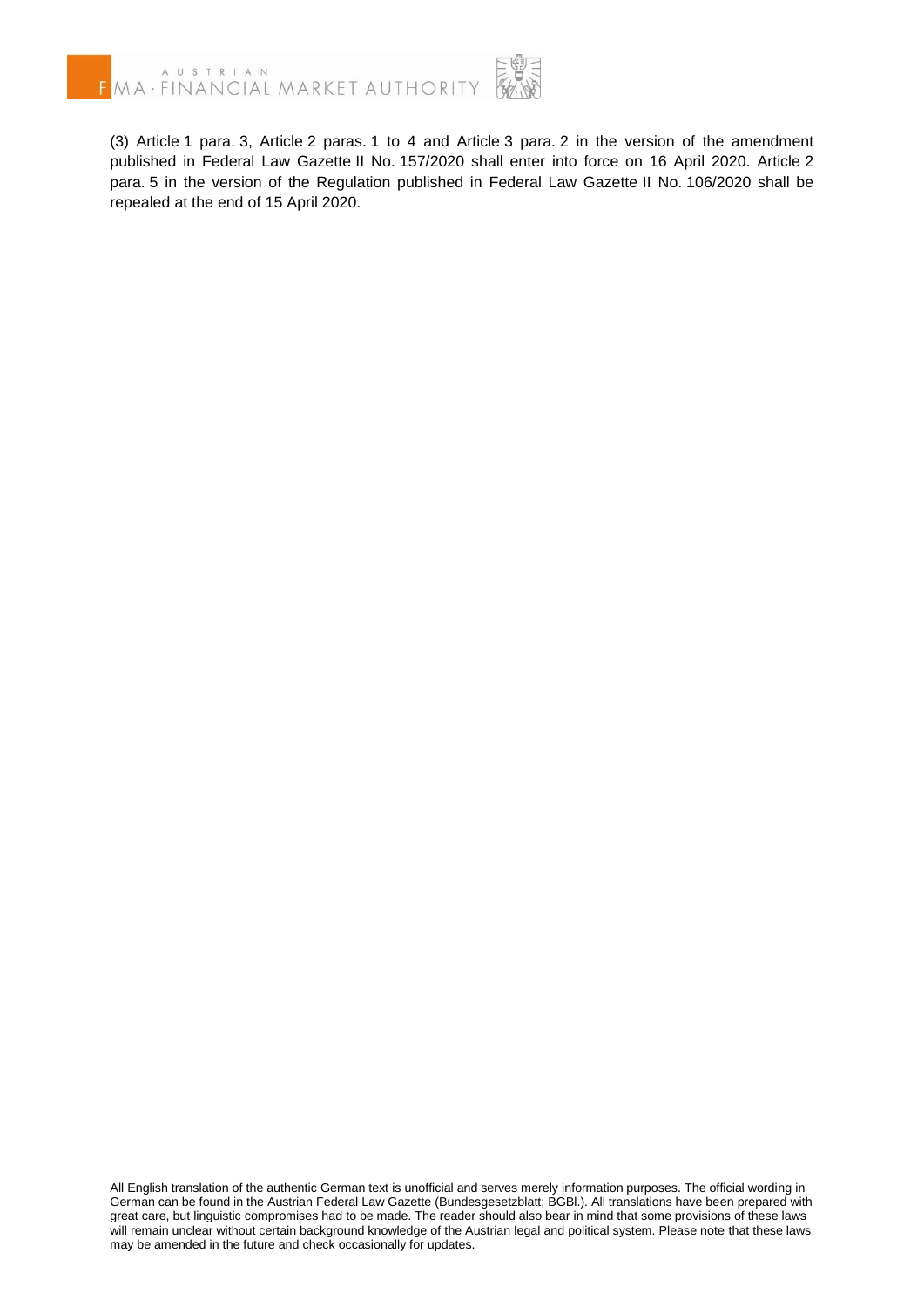(3) Article 1 para. 3, Article 2 paras. 1 to 4 and Article 3 para. 2 in the version of the amendment published in Federal Law Gazette II No. 157/2020 shall enter into force on 16 April 2020. Article 2 para. 5 in the version of the Regulation published in Federal Law Gazette II No. 106/2020 shall be repealed at the end of 15 April 2020.